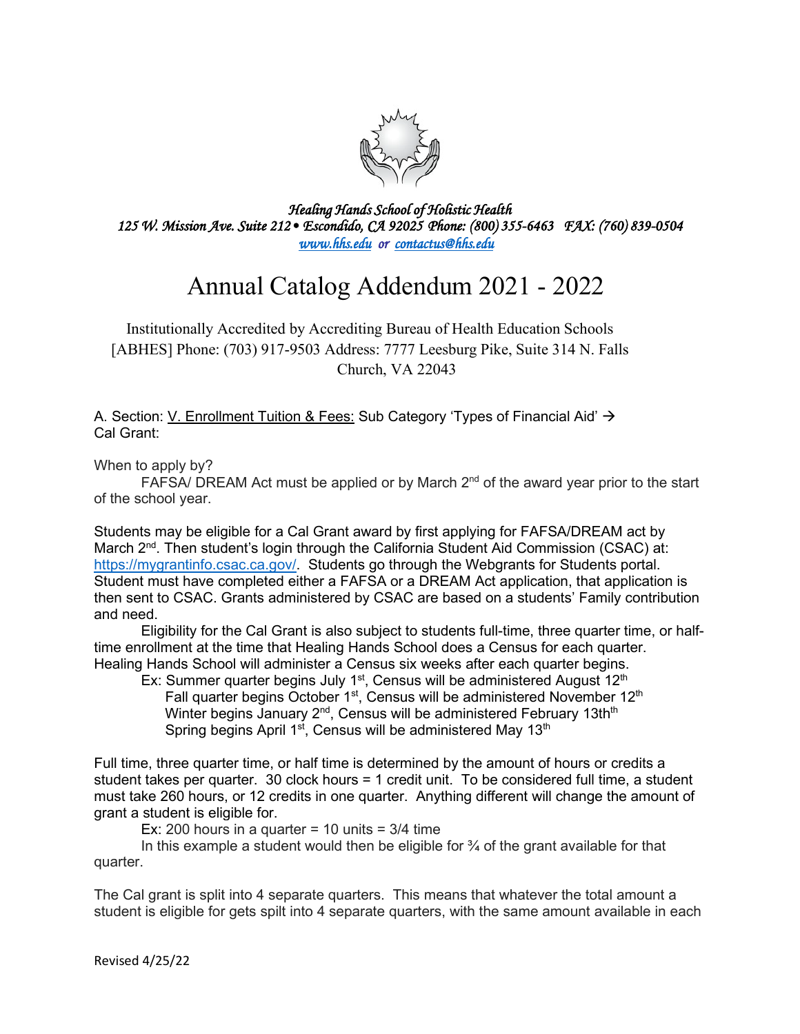*Healing Hands School of Holistic Health*
*125 W. Mission Ave. Suite 212 • Escondido, CA 92025 Phone: (800) 355-6463 FAX: (760) 839-0504*
*www.hhs.edu or contactus@hhs.edu*

# Annual Catalog Addendum 2021 - 2022

Institutionally Accredited by Accrediting Bureau of Health Education Schools [ABHES] Phone: (703) 917-9503 Address: 7777 Leesburg Pike, Suite 314 N. Falls Church, VA 22043

A. Section: V. Enrollment Tuition & Fees: Sub Category 'Types of Financial Aid' → Cal Grant:

When to apply by?

FAFSA/ DREAM Act must be applied or by March 2nd of the award year prior to the start of the school year.

Students may be eligible for a Cal Grant award by first applying for FAFSA/DREAM act by March 2nd. Then student's login through the California Student Aid Commission (CSAC) at: https://mygrantinfo.csac.ca.gov/. Students go through the Webgrants for Students portal. Student must have completed either a FAFSA or a DREAM Act application, that application is then sent to CSAC. Grants administered by CSAC are based on a students' Family contribution and need.

Eligibility for the Cal Grant is also subject to students full-time, three quarter time, or half-time enrollment at the time that Healing Hands School does a Census for each quarter. Healing Hands School will administer a Census six weeks after each quarter begins.

Ex: Summer quarter begins July 1st, Census will be administered August 12th
Fall quarter begins October 1st, Census will be administered November 12th
Winter begins January 2nd, Census will be administered February 13thth
Spring begins April 1st, Census will be administered May 13th

Full time, three quarter time, or half time is determined by the amount of hours or credits a student takes per quarter. 30 clock hours = 1 credit unit. To be considered full time, a student must take 260 hours, or 12 credits in one quarter. Anything different will change the amount of grant a student is eligible for.

Ex: 200 hours in a quarter = 10 units = 3/4 time

In this example a student would then be eligible for ¾ of the grant available for that quarter.

The Cal grant is split into 4 separate quarters. This means that whatever the total amount a student is eligible for gets spilt into 4 separate quarters, with the same amount available in each

Revised 4/25/22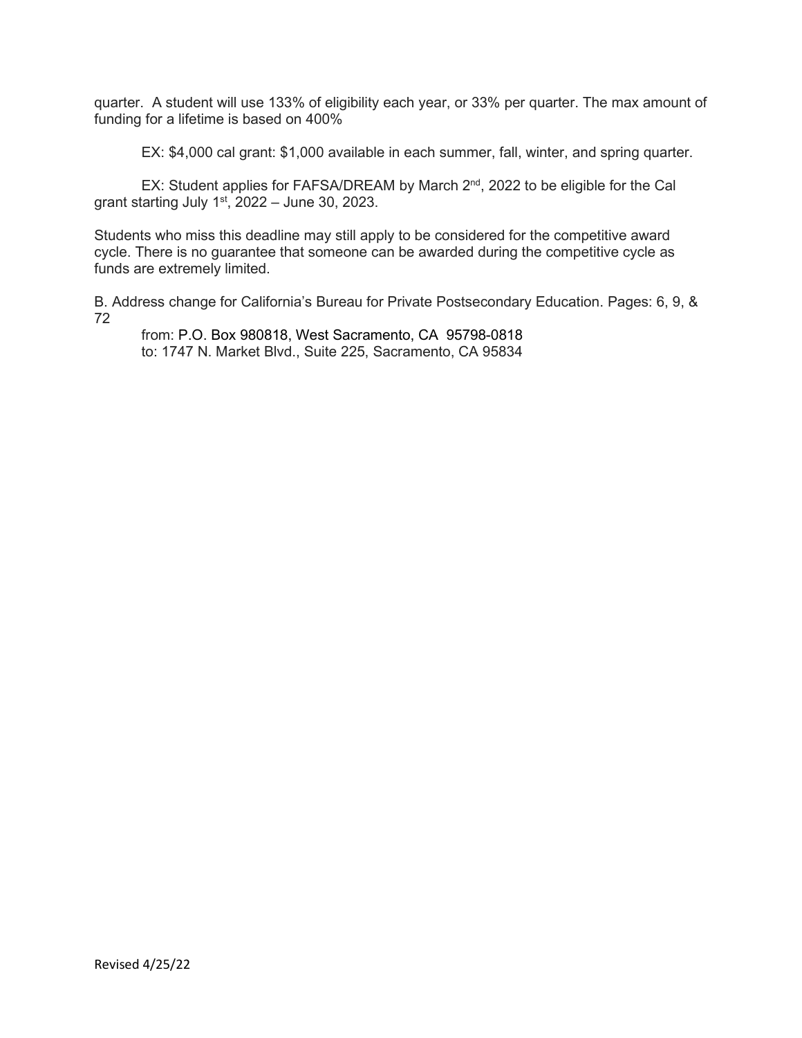quarter. A student will use 133% of eligibility each year, or 33% per quarter. The max amount of funding for a lifetime is based on 400%

EX: $4,000 cal grant: $1,000 available in each summer, fall, winter, and spring quarter.

EX: Student applies for FAFSA/DREAM by March 2nd, 2022 to be eligible for the Cal grant starting July 1st, 2022 – June 30, 2023.

Students who miss this deadline may still apply to be considered for the competitive award cycle. There is no guarantee that someone can be awarded during the competitive cycle as funds are extremely limited.

B. Address change for California's Bureau for Private Postsecondary Education. Pages: 6, 9, & 72

from: P.O. Box 980818, West Sacramento, CA 95798-0818
to: 1747 N. Market Blvd., Suite 225, Sacramento, CA 95834

Revised 4/25/22